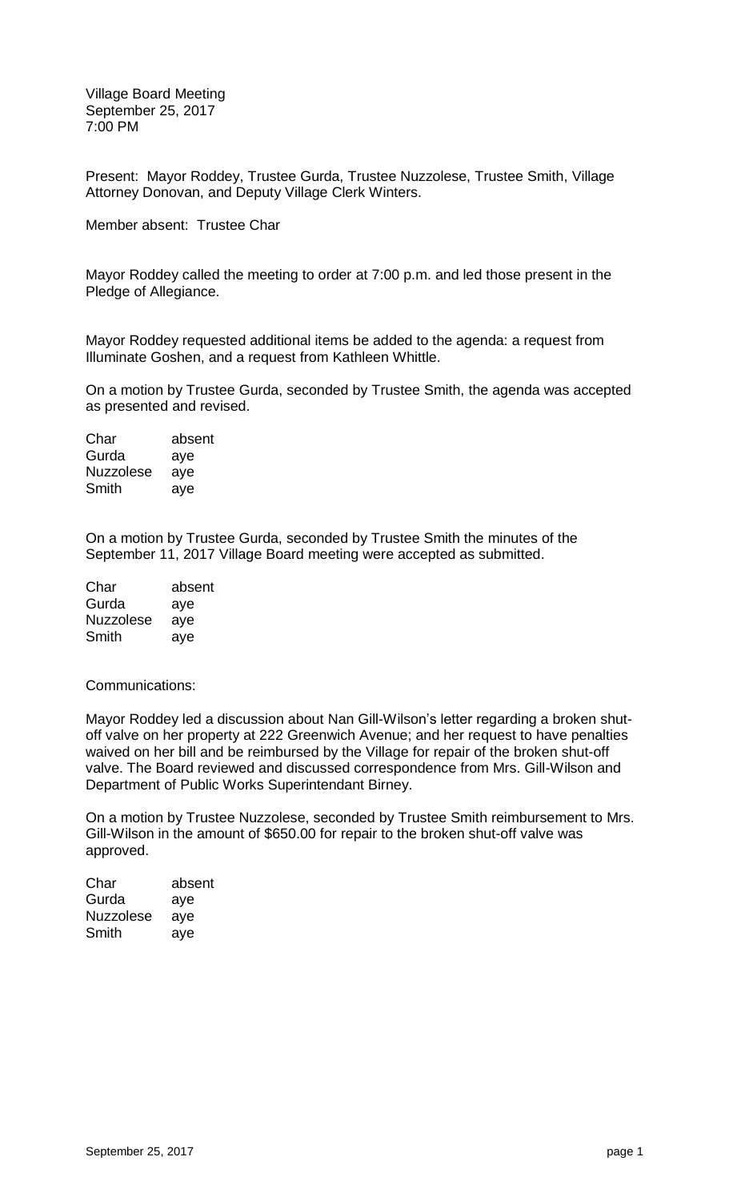Village Board Meeting
September 25, 2017
7:00 PM

Present: Mayor Roddey, Trustee Gurda, Trustee Nuzzolese, Trustee Smith, Village Attorney Donovan, and Deputy Village Clerk Winters.

Member absent: Trustee Char

Mayor Roddey called the meeting to order at 7:00 p.m. and led those present in the Pledge of Allegiance.

Mayor Roddey requested additional items be added to the agenda: a request from Illuminate Goshen, and a request from Kathleen Whittle.

On a motion by Trustee Gurda, seconded by Trustee Smith, the agenda was accepted as presented and revised.

| | |
|---|---|
| Char | absent |
| Gurda | aye |
| Nuzzolese | aye |
| Smith | aye |

On a motion by Trustee Gurda, seconded by Trustee Smith the minutes of the September 11, 2017 Village Board meeting were accepted as submitted.

| | |
|---|---|
| Char | absent |
| Gurda | aye |
| Nuzzolese | aye |
| Smith | aye |

Communications:

Mayor Roddey led a discussion about Nan Gill-Wilson's letter regarding a broken shut-off valve on her property at 222 Greenwich Avenue; and her request to have penalties waived on her bill and be reimbursed by the Village for repair of the broken shut-off valve. The Board reviewed and discussed correspondence from Mrs. Gill-Wilson and Department of Public Works Superintendant Birney.

On a motion by Trustee Nuzzolese, seconded by Trustee Smith reimbursement to Mrs. Gill-Wilson in the amount of $650.00 for repair to the broken shut-off valve was approved.

| | |
|---|---|
| Char | absent |
| Gurda | aye |
| Nuzzolese | aye |
| Smith | aye |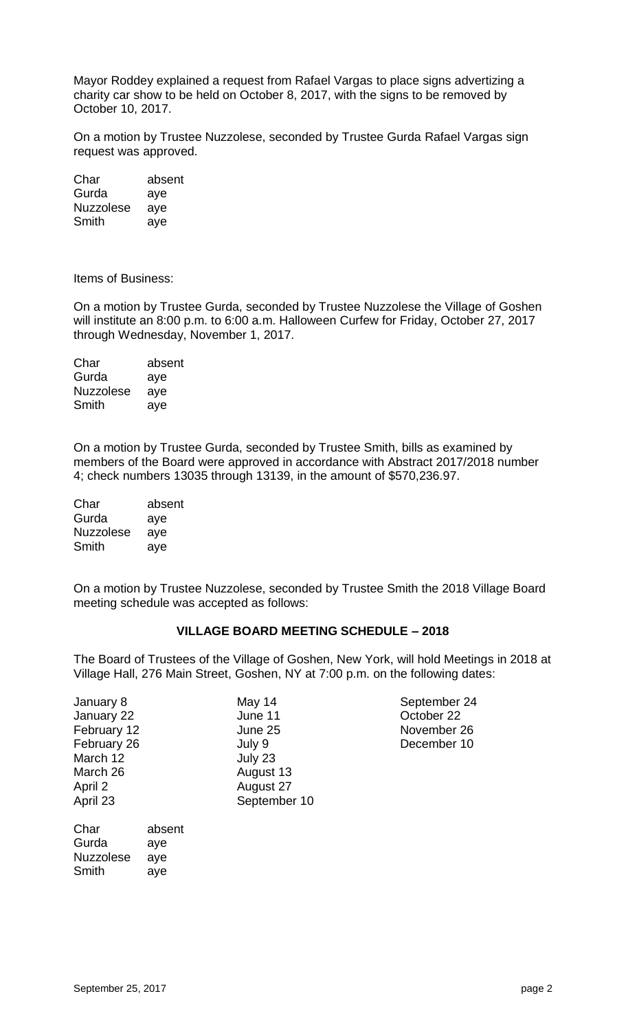Mayor Roddey explained a request from Rafael Vargas to place signs advertizing a charity car show to be held on October 8, 2017, with the signs to be removed by October 10, 2017.

On a motion by Trustee Nuzzolese, seconded by Trustee Gurda Rafael Vargas sign request was approved.

| | |
|---|---|
| Char | absent |
| Gurda | aye |
| Nuzzolese | aye |
| Smith | aye |

Items of Business:

On a motion by Trustee Gurda, seconded by Trustee Nuzzolese the Village of Goshen will institute an 8:00 p.m. to 6:00 a.m. Halloween Curfew for Friday, October 27, 2017 through Wednesday, November 1, 2017.

| | |
|---|---|
| Char | absent |
| Gurda | aye |
| Nuzzolese | aye |
| Smith | aye |

On a motion by Trustee Gurda, seconded by Trustee Smith, bills as examined by members of the Board were approved in accordance with Abstract 2017/2018 number 4; check numbers 13035 through 13139, in the amount of $570,236.97.

| | |
|---|---|
| Char | absent |
| Gurda | aye |
| Nuzzolese | aye |
| Smith | aye |

On a motion by Trustee Nuzzolese, seconded by Trustee Smith the 2018 Village Board meeting schedule was accepted as follows:

**VILLAGE BOARD MEETING SCHEDULE – 2018**

The Board of Trustees of the Village of Goshen, New York, will hold Meetings in 2018 at Village Hall, 276 Main Street, Goshen, NY at 7:00 p.m. on the following dates:

| | | |
|---|---|---|
| January 8 | May 14 | September 24 |
| January 22 | June 11 | October 22 |
| February 12 | June 25 | November 26 |
| February 26 | July 9 | December 10 |
| March 12 | July 23 | |
| March 26 | August 13 | |
| April 2 | August 27 | |
| April 23 | September 10 | |

| | |
|---|---|
| Char | absent |
| Gurda | aye |
| Nuzzolese | aye |
| Smith | aye |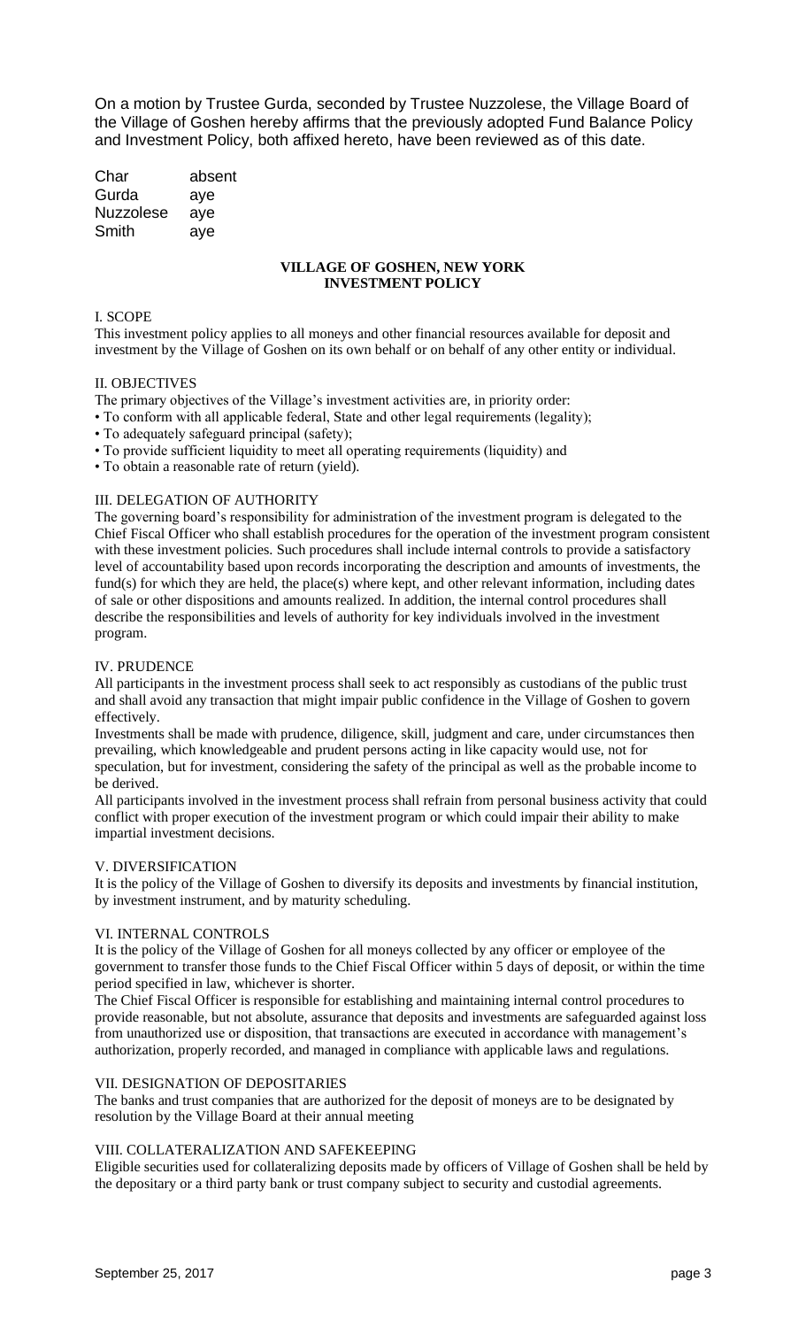On a motion by Trustee Gurda, seconded by Trustee Nuzzolese, the Village Board of the Village of Goshen hereby affirms that the previously adopted Fund Balance Policy and Investment Policy, both affixed hereto, have been reviewed as of this date.

| | |
|---|---|
| Char | absent |
| Gurda | aye |
| Nuzzolese | aye |
| Smith | aye |

## VILLAGE OF GOSHEN, NEW YORK INVESTMENT POLICY

### I. SCOPE

This investment policy applies to all moneys and other financial resources available for deposit and investment by the Village of Goshen on its own behalf or on behalf of any other entity or individual.

### II. OBJECTIVES

The primary objectives of the Village's investment activities are, in priority order:

- To conform with all applicable federal, State and other legal requirements (legality);
- To adequately safeguard principal (safety);
- To provide sufficient liquidity to meet all operating requirements (liquidity) and
- To obtain a reasonable rate of return (yield).

### III. DELEGATION OF AUTHORITY

The governing board's responsibility for administration of the investment program is delegated to the Chief Fiscal Officer who shall establish procedures for the operation of the investment program consistent with these investment policies. Such procedures shall include internal controls to provide a satisfactory level of accountability based upon records incorporating the description and amounts of investments, the fund(s) for which they are held, the place(s) where kept, and other relevant information, including dates of sale or other dispositions and amounts realized. In addition, the internal control procedures shall describe the responsibilities and levels of authority for key individuals involved in the investment program.

### IV. PRUDENCE

All participants in the investment process shall seek to act responsibly as custodians of the public trust and shall avoid any transaction that might impair public confidence in the Village of Goshen to govern effectively.

Investments shall be made with prudence, diligence, skill, judgment and care, under circumstances then prevailing, which knowledgeable and prudent persons acting in like capacity would use, not for speculation, but for investment, considering the safety of the principal as well as the probable income to be derived.

All participants involved in the investment process shall refrain from personal business activity that could conflict with proper execution of the investment program or which could impair their ability to make impartial investment decisions.

### V. DIVERSIFICATION

It is the policy of the Village of Goshen to diversify its deposits and investments by financial institution, by investment instrument, and by maturity scheduling.

### VI. INTERNAL CONTROLS

It is the policy of the Village of Goshen for all moneys collected by any officer or employee of the government to transfer those funds to the Chief Fiscal Officer within 5 days of deposit, or within the time period specified in law, whichever is shorter.

The Chief Fiscal Officer is responsible for establishing and maintaining internal control procedures to provide reasonable, but not absolute, assurance that deposits and investments are safeguarded against loss from unauthorized use or disposition, that transactions are executed in accordance with management's authorization, properly recorded, and managed in compliance with applicable laws and regulations.

### VII. DESIGNATION OF DEPOSITARIES

The banks and trust companies that are authorized for the deposit of moneys are to be designated by resolution by the Village Board at their annual meeting

### VIII. COLLATERALIZATION AND SAFEKEEPING

Eligible securities used for collateralizing deposits made by officers of Village of Goshen shall be held by the depositary or a third party bank or trust company subject to security and custodial agreements.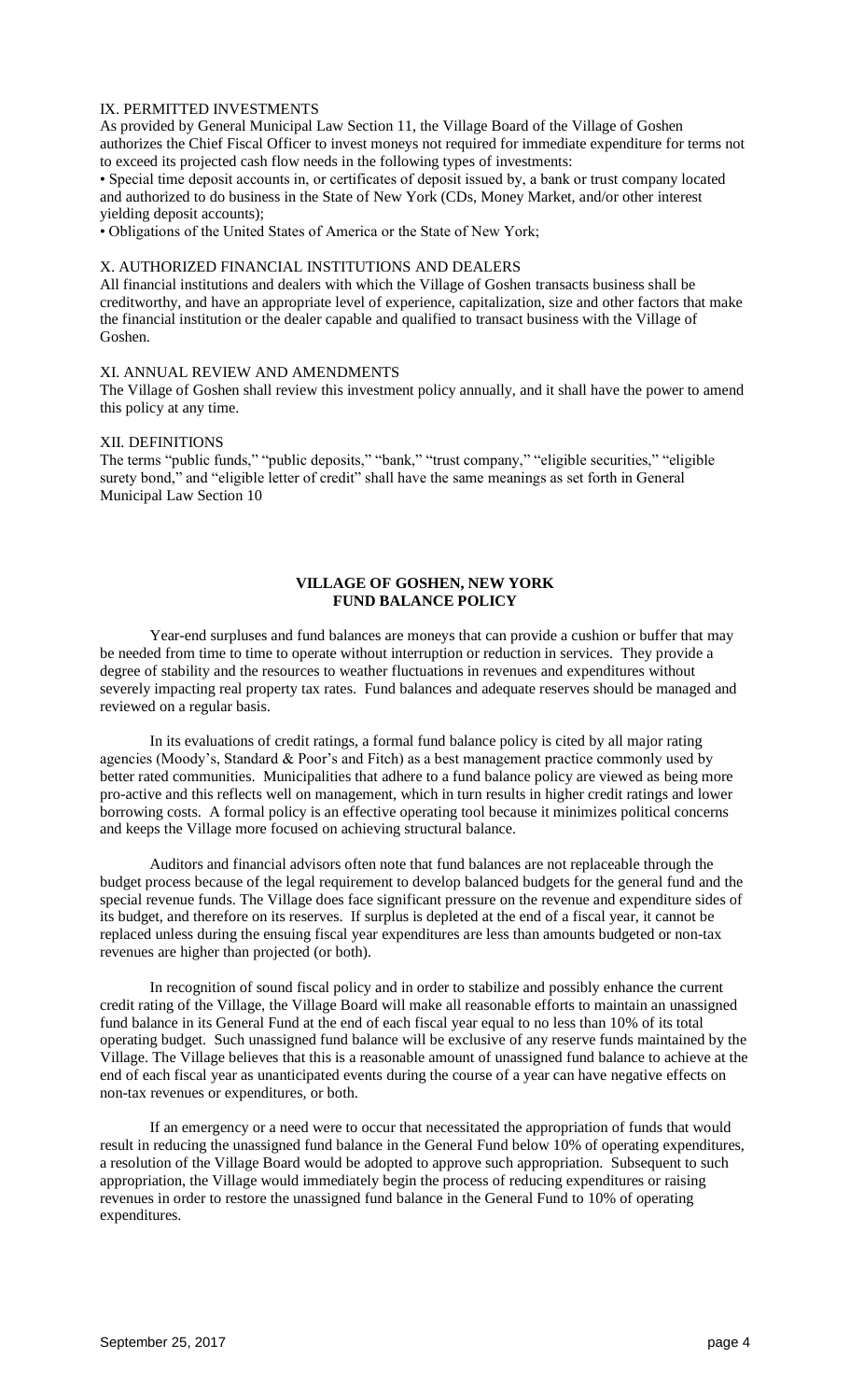## IX. PERMITTED INVESTMENTS

As provided by General Municipal Law Section 11, the Village Board of the Village of Goshen authorizes the Chief Fiscal Officer to invest moneys not required for immediate expenditure for terms not to exceed its projected cash flow needs in the following types of investments:

- Special time deposit accounts in, or certificates of deposit issued by, a bank or trust company located and authorized to do business in the State of New York (CDs, Money Market, and/or other interest yielding deposit accounts);
- Obligations of the United States of America or the State of New York;

## X. AUTHORIZED FINANCIAL INSTITUTIONS AND DEALERS

All financial institutions and dealers with which the Village of Goshen transacts business shall be creditworthy, and have an appropriate level of experience, capitalization, size and other factors that make the financial institution or the dealer capable and qualified to transact business with the Village of Goshen.

## XI. ANNUAL REVIEW AND AMENDMENTS

The Village of Goshen shall review this investment policy annually, and it shall have the power to amend this policy at any time.

## XII. DEFINITIONS

The terms "public funds," "public deposits," "bank," "trust company," "eligible securities," "eligible surety bond," and "eligible letter of credit" shall have the same meanings as set forth in General Municipal Law Section 10

# VILLAGE OF GOSHEN, NEW YORK
# FUND BALANCE POLICY

Year-end surpluses and fund balances are moneys that can provide a cushion or buffer that may be needed from time to time to operate without interruption or reduction in services. They provide a degree of stability and the resources to weather fluctuations in revenues and expenditures without severely impacting real property tax rates. Fund balances and adequate reserves should be managed and reviewed on a regular basis.

In its evaluations of credit ratings, a formal fund balance policy is cited by all major rating agencies (Moody's, Standard & Poor's and Fitch) as a best management practice commonly used by better rated communities. Municipalities that adhere to a fund balance policy are viewed as being more pro-active and this reflects well on management, which in turn results in higher credit ratings and lower borrowing costs. A formal policy is an effective operating tool because it minimizes political concerns and keeps the Village more focused on achieving structural balance.

Auditors and financial advisors often note that fund balances are not replaceable through the budget process because of the legal requirement to develop balanced budgets for the general fund and the special revenue funds. The Village does face significant pressure on the revenue and expenditure sides of its budget, and therefore on its reserves. If surplus is depleted at the end of a fiscal year, it cannot be replaced unless during the ensuing fiscal year expenditures are less than amounts budgeted or non-tax revenues are higher than projected (or both).

In recognition of sound fiscal policy and in order to stabilize and possibly enhance the current credit rating of the Village, the Village Board will make all reasonable efforts to maintain an unassigned fund balance in its General Fund at the end of each fiscal year equal to no less than 10% of its total operating budget. Such unassigned fund balance will be exclusive of any reserve funds maintained by the Village. The Village believes that this is a reasonable amount of unassigned fund balance to achieve at the end of each fiscal year as unanticipated events during the course of a year can have negative effects on non-tax revenues or expenditures, or both.

If an emergency or a need were to occur that necessitated the appropriation of funds that would result in reducing the unassigned fund balance in the General Fund below 10% of operating expenditures, a resolution of the Village Board would be adopted to approve such appropriation. Subsequent to such appropriation, the Village would immediately begin the process of reducing expenditures or raising revenues in order to restore the unassigned fund balance in the General Fund to 10% of operating expenditures.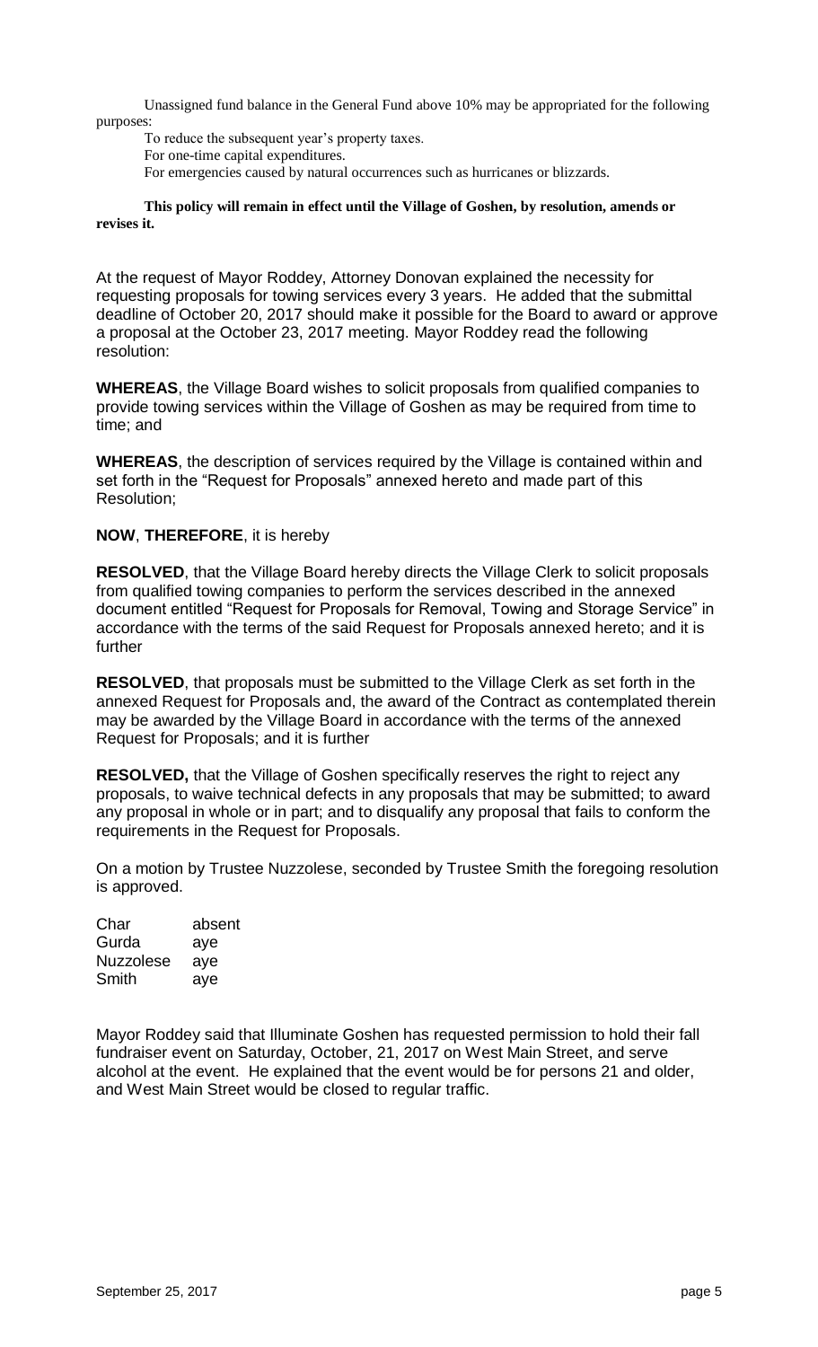Unassigned fund balance in the General Fund above 10% may be appropriated for the following purposes:

To reduce the subsequent year's property taxes.
For one-time capital expenditures.
For emergencies caused by natural occurrences such as hurricanes or blizzards.

**This policy will remain in effect until the Village of Goshen, by resolution, amends or revises it.**

At the request of Mayor Roddey, Attorney Donovan explained the necessity for requesting proposals for towing services every 3 years. He added that the submittal deadline of October 20, 2017 should make it possible for the Board to award or approve a proposal at the October 23, 2017 meeting. Mayor Roddey read the following resolution:

**WHEREAS**, the Village Board wishes to solicit proposals from qualified companies to provide towing services within the Village of Goshen as may be required from time to time; and

**WHEREAS**, the description of services required by the Village is contained within and set forth in the "Request for Proposals" annexed hereto and made part of this Resolution;

**NOW**, **THEREFORE**, it is hereby

**RESOLVED**, that the Village Board hereby directs the Village Clerk to solicit proposals from qualified towing companies to perform the services described in the annexed document entitled "Request for Proposals for Removal, Towing and Storage Service" in accordance with the terms of the said Request for Proposals annexed hereto; and it is further

**RESOLVED**, that proposals must be submitted to the Village Clerk as set forth in the annexed Request for Proposals and, the award of the Contract as contemplated therein may be awarded by the Village Board in accordance with the terms of the annexed Request for Proposals; and it is further

**RESOLVED,** that the Village of Goshen specifically reserves the right to reject any proposals, to waive technical defects in any proposals that may be submitted; to award any proposal in whole or in part; and to disqualify any proposal that fails to conform the requirements in the Request for Proposals.

On a motion by Trustee Nuzzolese, seconded by Trustee Smith the foregoing resolution is approved.

| | |
|---|---|
| Char | absent |
| Gurda | aye |
| Nuzzolese | aye |
| Smith | aye |

Mayor Roddey said that Illuminate Goshen has requested permission to hold their fall fundraiser event on Saturday, October, 21, 2017 on West Main Street, and serve alcohol at the event. He explained that the event would be for persons 21 and older, and West Main Street would be closed to regular traffic.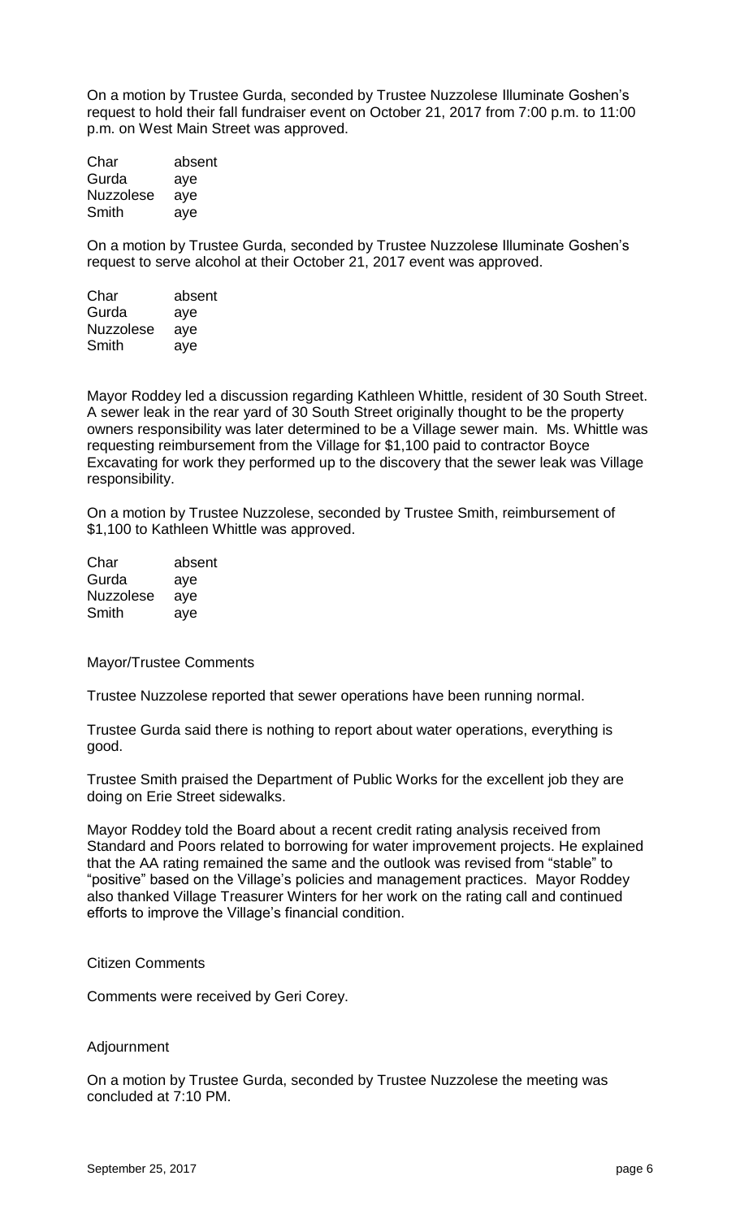On a motion by Trustee Gurda, seconded by Trustee Nuzzolese Illuminate Goshen's request to hold their fall fundraiser event on October 21, 2017 from 7:00 p.m. to 11:00 p.m. on West Main Street was approved.

| | |
|---|---|
| Char | absent |
| Gurda | aye |
| Nuzzolese | aye |
| Smith | aye |

On a motion by Trustee Gurda, seconded by Trustee Nuzzolese Illuminate Goshen's request to serve alcohol at their October 21, 2017 event was approved.

| | |
|---|---|
| Char | absent |
| Gurda | aye |
| Nuzzolese | aye |
| Smith | aye |

Mayor Roddey led a discussion regarding Kathleen Whittle, resident of 30 South Street. A sewer leak in the rear yard of 30 South Street originally thought to be the property owners responsibility was later determined to be a Village sewer main. Ms. Whittle was requesting reimbursement from the Village for $1,100 paid to contractor Boyce Excavating for work they performed up to the discovery that the sewer leak was Village responsibility.

On a motion by Trustee Nuzzolese, seconded by Trustee Smith, reimbursement of $1,100 to Kathleen Whittle was approved.

| | |
|---|---|
| Char | absent |
| Gurda | aye |
| Nuzzolese | aye |
| Smith | aye |

Mayor/Trustee Comments

Trustee Nuzzolese reported that sewer operations have been running normal.

Trustee Gurda said there is nothing to report about water operations, everything is good.

Trustee Smith praised the Department of Public Works for the excellent job they are doing on Erie Street sidewalks.

Mayor Roddey told the Board about a recent credit rating analysis received from Standard and Poors related to borrowing for water improvement projects. He explained that the AA rating remained the same and the outlook was revised from "stable" to "positive" based on the Village's policies and management practices. Mayor Roddey also thanked Village Treasurer Winters for her work on the rating call and continued efforts to improve the Village's financial condition.

Citizen Comments

Comments were received by Geri Corey.

Adjournment

On a motion by Trustee Gurda, seconded by Trustee Nuzzolese the meeting was concluded at 7:10 PM.